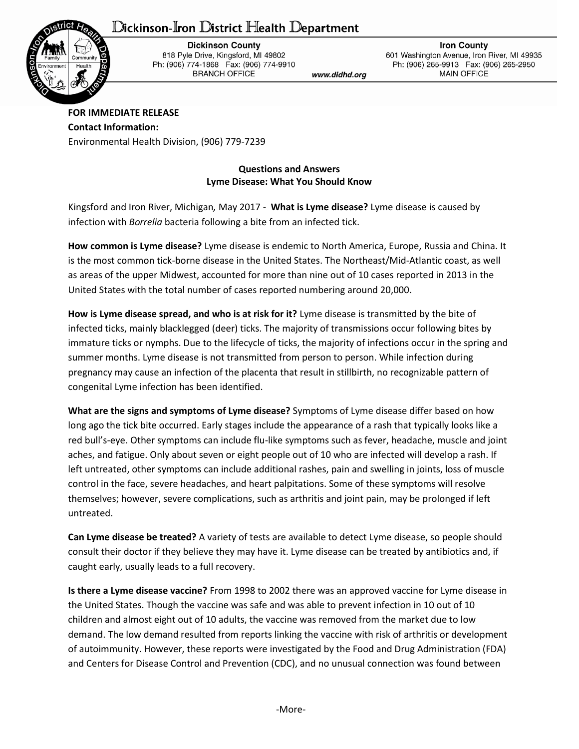# Dickinson-Iron District Health Department

**Dickinson County**
818 Pyle Drive, Kingsford, MI 49802
Ph: (906) 774-1868 Fax: (906) 774-9910
BRANCH OFFICE

www.didhd.org

**Iron County**
601 Washington Avenue, Iron River, MI 49935
Ph: (906) 265-9913 Fax: (906) 265-2950
MAIN OFFICE

**FOR IMMEDIATE RELEASE**
**Contact Information:**
Environmental Health Division, (906) 779-7239

**Questions and Answers**
**Lyme Disease: What You Should Know**

Kingsford and Iron River, Michigan*,* May 2017 - **What is Lyme disease?** Lyme disease is caused by infection with *Borrelia* bacteria following a bite from an infected tick.

**How common is Lyme disease?** Lyme disease is endemic to North America, Europe, Russia and China. It is the most common tick-borne disease in the United States. The Northeast/Mid-Atlantic coast, as well as areas of the upper Midwest, accounted for more than nine out of 10 cases reported in 2013 in the United States with the total number of cases reported numbering around 20,000.

**How is Lyme disease spread, and who is at risk for it?** Lyme disease is transmitted by the bite of infected ticks, mainly blacklegged (deer) ticks. The majority of transmissions occur following bites by immature ticks or nymphs. Due to the lifecycle of ticks, the majority of infections occur in the spring and summer months. Lyme disease is not transmitted from person to person. While infection during pregnancy may cause an infection of the placenta that result in stillbirth, no recognizable pattern of congenital Lyme infection has been identified.

**What are the signs and symptoms of Lyme disease?** Symptoms of Lyme disease differ based on how long ago the tick bite occurred. Early stages include the appearance of a rash that typically looks like a red bull's-eye. Other symptoms can include flu-like symptoms such as fever, headache, muscle and joint aches, and fatigue. Only about seven or eight people out of 10 who are infected will develop a rash. If left untreated, other symptoms can include additional rashes, pain and swelling in joints, loss of muscle control in the face, severe headaches, and heart palpitations. Some of these symptoms will resolve themselves; however, severe complications, such as arthritis and joint pain, may be prolonged if left untreated.

**Can Lyme disease be treated?** A variety of tests are available to detect Lyme disease, so people should consult their doctor if they believe they may have it. Lyme disease can be treated by antibiotics and, if caught early, usually leads to a full recovery.

**Is there a Lyme disease vaccine?** From 1998 to 2002 there was an approved vaccine for Lyme disease in the United States. Though the vaccine was safe and was able to prevent infection in 10 out of 10 children and almost eight out of 10 adults, the vaccine was removed from the market due to low demand. The low demand resulted from reports linking the vaccine with risk of arthritis or development of autoimmunity. However, these reports were investigated by the Food and Drug Administration (FDA) and Centers for Disease Control and Prevention (CDC), and no unusual connection was found between

-More-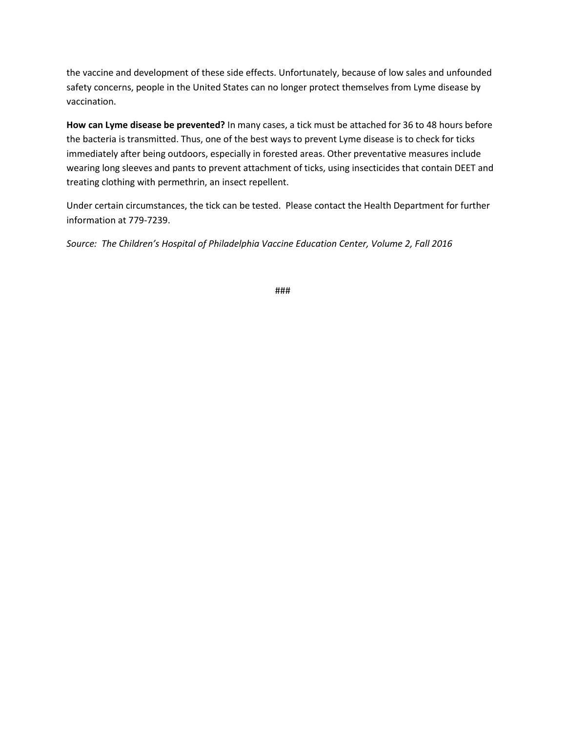the vaccine and development of these side effects. Unfortunately, because of low sales and unfounded safety concerns, people in the United States can no longer protect themselves from Lyme disease by vaccination.

**How can Lyme disease be prevented?** In many cases, a tick must be attached for 36 to 48 hours before the bacteria is transmitted. Thus, one of the best ways to prevent Lyme disease is to check for ticks immediately after being outdoors, especially in forested areas. Other preventative measures include wearing long sleeves and pants to prevent attachment of ticks, using insecticides that contain DEET and treating clothing with permethrin, an insect repellent.

Under certain circumstances, the tick can be tested.  Please contact the Health Department for further information at 779-7239.

*Source:  The Children's Hospital of Philadelphia Vaccine Education Center, Volume 2, Fall 2016*

###